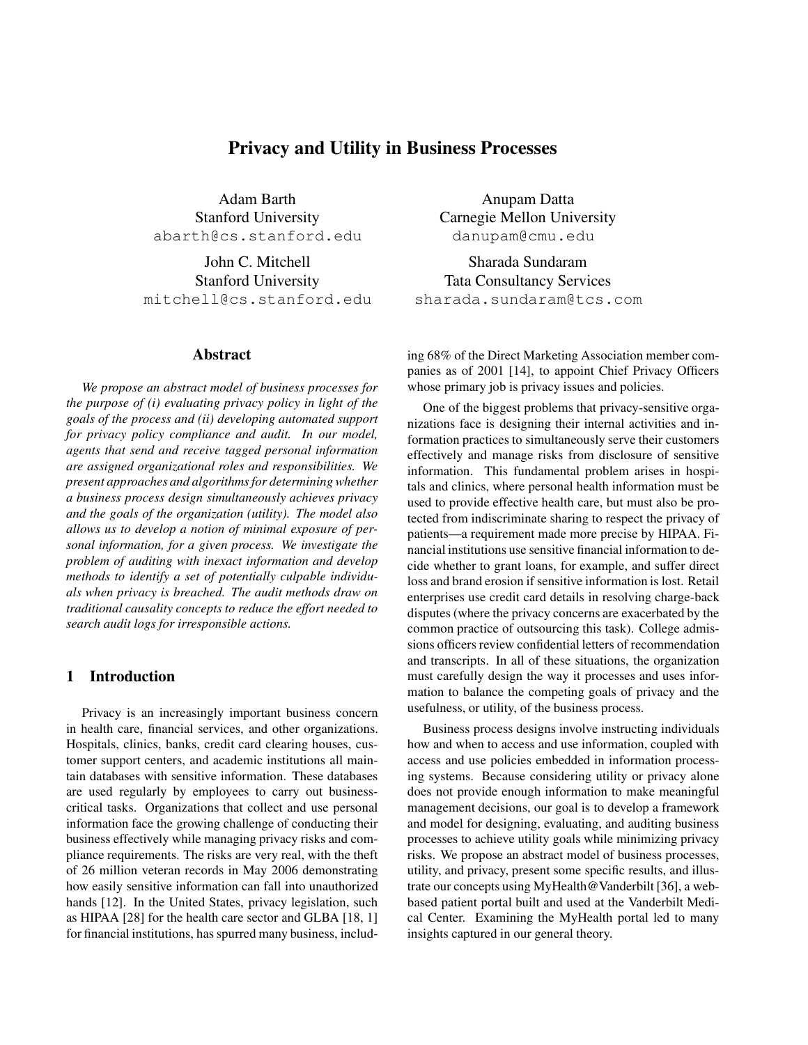# Privacy and Utility in Business Processes

Adam Barth
Stanford University
abarth@cs.stanford.edu

Anupam Datta
Carnegie Mellon University
danupam@cmu.edu

John C. Mitchell
Stanford University
mitchell@cs.stanford.edu

Sharada Sundaram
Tata Consultancy Services
sharada.sundaram@tcs.com

## Abstract

*We propose an abstract model of business processes for the purpose of (i) evaluating privacy policy in light of the goals of the process and (ii) developing automated support for privacy policy compliance and audit. In our model, agents that send and receive tagged personal information are assigned organizational roles and responsibilities. We present approaches and algorithms for determining whether a business process design simultaneously achieves privacy and the goals of the organization (utility). The model also allows us to develop a notion of minimal exposure of personal information, for a given process. We investigate the problem of auditing with inexact information and develop methods to identify a set of potentially culpable individuals when privacy is breached. The audit methods draw on traditional causality concepts to reduce the effort needed to search audit logs for irresponsible actions.*

## 1 Introduction

Privacy is an increasingly important business concern in health care, financial services, and other organizations. Hospitals, clinics, banks, credit card clearing houses, customer support centers, and academic institutions all maintain databases with sensitive information. These databases are used regularly by employees to carry out business-critical tasks. Organizations that collect and use personal information face the growing challenge of conducting their business effectively while managing privacy risks and compliance requirements. The risks are very real, with the theft of 26 million veteran records in May 2006 demonstrating how easily sensitive information can fall into unauthorized hands [12]. In the United States, privacy legislation, such as HIPAA [28] for the health care sector and GLBA [18, 1] for financial institutions, has spurred many business, including 68% of the Direct Marketing Association member companies as of 2001 [14], to appoint Chief Privacy Officers whose primary job is privacy issues and policies.

One of the biggest problems that privacy-sensitive organizations face is designing their internal activities and information practices to simultaneously serve their customers effectively and manage risks from disclosure of sensitive information. This fundamental problem arises in hospitals and clinics, where personal health information must be used to provide effective health care, but must also be protected from indiscriminate sharing to respect the privacy of patients—a requirement made more precise by HIPAA. Financial institutions use sensitive financial information to decide whether to grant loans, for example, and suffer direct loss and brand erosion if sensitive information is lost. Retail enterprises use credit card details in resolving charge-back disputes (where the privacy concerns are exacerbated by the common practice of outsourcing this task). College admissions officers review confidential letters of recommendation and transcripts. In all of these situations, the organization must carefully design the way it processes and uses information to balance the competing goals of privacy and the usefulness, or utility, of the business process.

Business process designs involve instructing individuals how and when to access and use information, coupled with access and use policies embedded in information processing systems. Because considering utility or privacy alone does not provide enough information to make meaningful management decisions, our goal is to develop a framework and model for designing, evaluating, and auditing business processes to achieve utility goals while minimizing privacy risks. We propose an abstract model of business processes, utility, and privacy, present some specific results, and illustrate our concepts using MyHealth@Vanderbilt [36], a web-based patient portal built and used at the Vanderbilt Medical Center. Examining the MyHealth portal led to many insights captured in our general theory.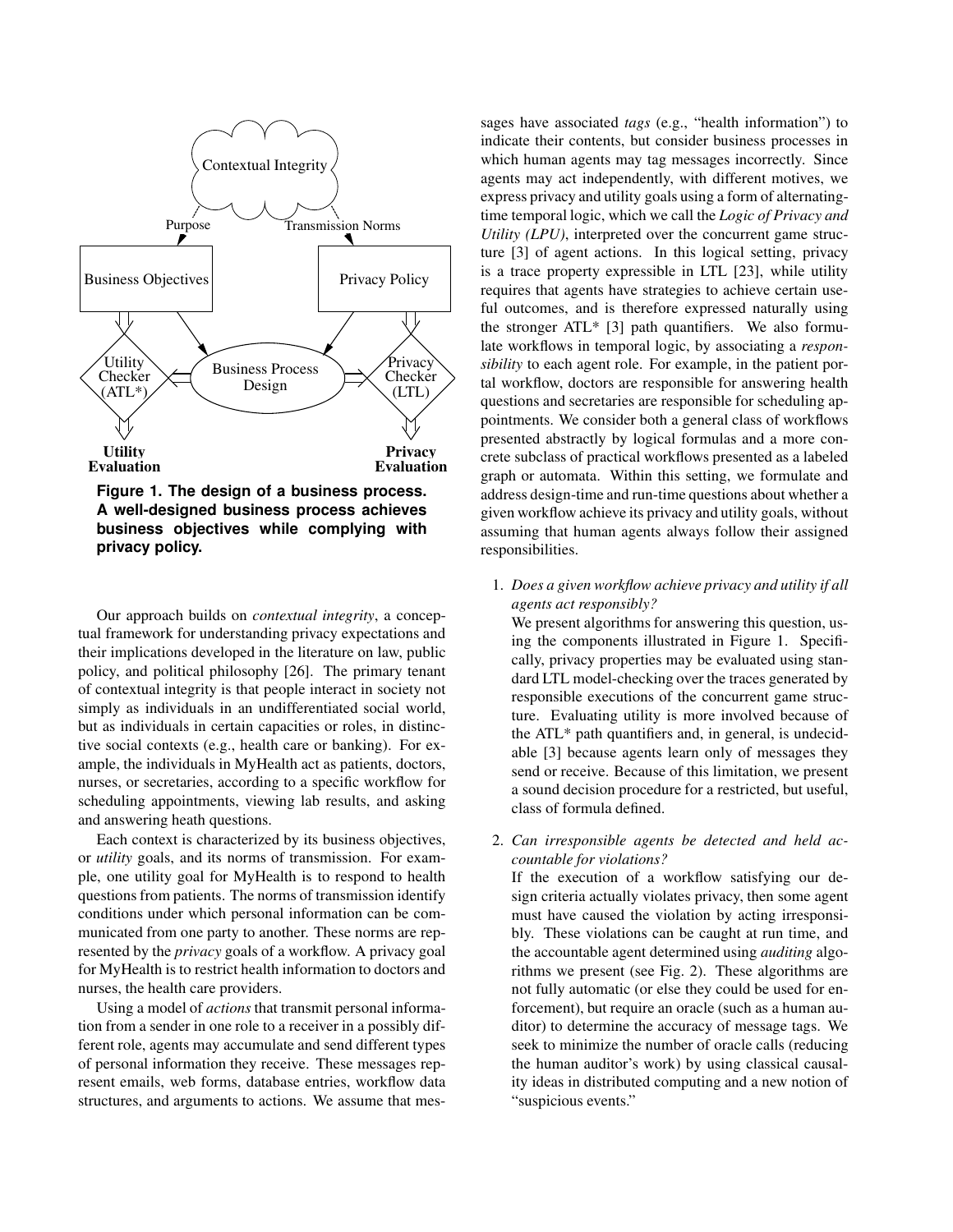Contextual Integrity

Purpose

Transmission Norms

Business Objectives

Privacy Policy

Utility Checker (ATL*)

Business Process Design

Privacy Checker (LTL)

**Utility Evaluation**

**Privacy Evaluation**

**Figure 1. The design of a business process. A well-designed business process achieves business objectives while complying with privacy policy.**

Our approach builds on *contextual integrity*, a conceptual framework for understanding privacy expectations and their implications developed in the literature on law, public policy, and political philosophy [26]. The primary tenant of contextual integrity is that people interact in society not simply as individuals in an undifferentiated social world, but as individuals in certain capacities or roles, in distinctive social contexts (e.g., health care or banking). For example, the individuals in MyHealth act as patients, doctors, nurses, or secretaries, according to a specific workflow for scheduling appointments, viewing lab results, and asking and answering heath questions.

Each context is characterized by its business objectives, or *utility* goals, and its norms of transmission. For example, one utility goal for MyHealth is to respond to health questions from patients. The norms of transmission identify conditions under which personal information can be communicated from one party to another. These norms are represented by the *privacy* goals of a workflow. A privacy goal for MyHealth is to restrict health information to doctors and nurses, the health care providers.

Using a model of *actions* that transmit personal information from a sender in one role to a receiver in a possibly different role, agents may accumulate and send different types of personal information they receive. These messages represent emails, web forms, database entries, workflow data structures, and arguments to actions. We assume that messages have associated *tags* (e.g., "health information") to indicate their contents, but consider business processes in which human agents may tag messages incorrectly. Since agents may act independently, with different motives, we express privacy and utility goals using a form of alternating-time temporal logic, which we call the *Logic of Privacy and Utility (LPU)*, interpreted over the concurrent game structure [3] of agent actions. In this logical setting, privacy is a trace property expressible in LTL [23], while utility requires that agents have strategies to achieve certain useful outcomes, and is therefore expressed naturally using the stronger ATL* [3] path quantifiers. We also formulate workflows in temporal logic, by associating a *responsibility* to each agent role. For example, in the patient portal workflow, doctors are responsible for answering health questions and secretaries are responsible for scheduling appointments. We consider both a general class of workflows presented abstractly by logical formulas and a more concrete subclass of practical workflows presented as a labeled graph or automata. Within this setting, we formulate and address design-time and run-time questions about whether a given workflow achieve its privacy and utility goals, without assuming that human agents always follow their assigned responsibilities.

1. *Does a given workflow achieve privacy and utility if all agents act responsibly?*
   We present algorithms for answering this question, using the components illustrated in Figure 1. Specifically, privacy properties may be evaluated using standard LTL model-checking over the traces generated by responsible executions of the concurrent game structure. Evaluating utility is more involved because of the ATL* path quantifiers and, in general, is undecidable [3] because agents learn only of messages they send or receive. Because of this limitation, we present a sound decision procedure for a restricted, but useful, class of formula defined.

2. *Can irresponsible agents be detected and held accountable for violations?*
   If the execution of a workflow satisfying our design criteria actually violates privacy, then some agent must have caused the violation by acting irresponsibly. These violations can be caught at run time, and the accountable agent determined using *auditing* algorithms we present (see Fig. 2). These algorithms are not fully automatic (or else they could be used for enforcement), but require an oracle (such as a human auditor) to determine the accuracy of message tags. We seek to minimize the number of oracle calls (reducing the human auditor's work) by using classical causality ideas in distributed computing and a new notion of "suspicious events."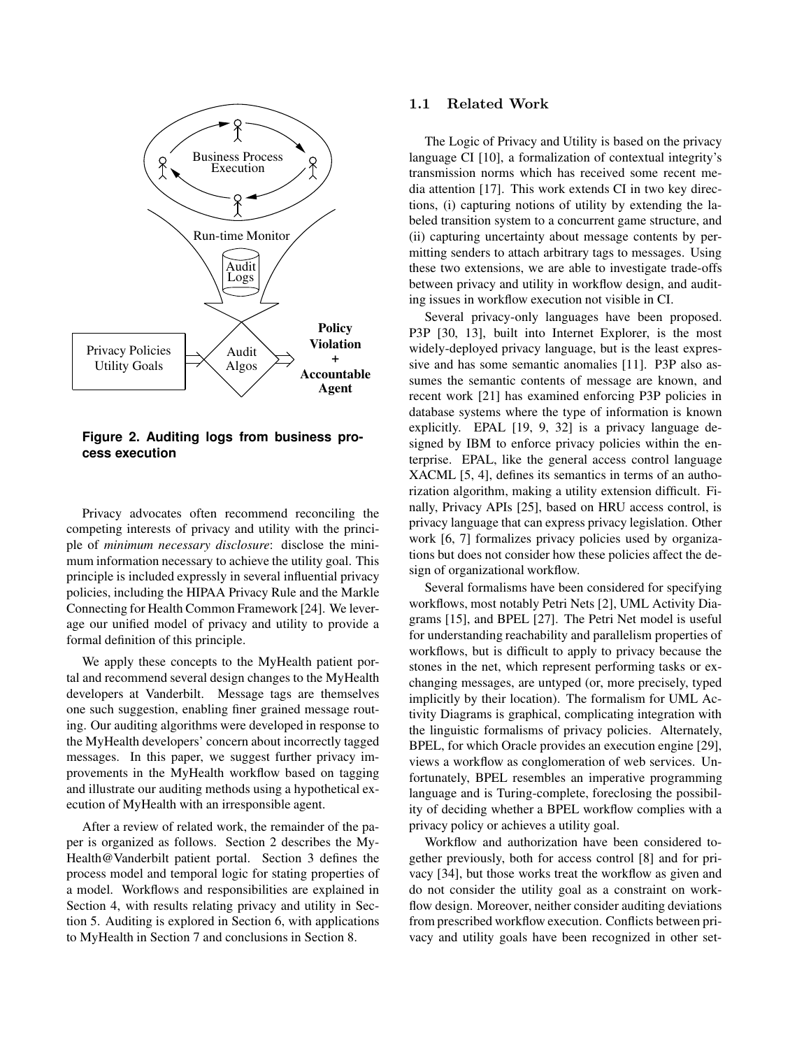**Figure 2. Auditing logs from business process execution**

Privacy advocates often recommend reconciling the competing interests of privacy and utility with the principle of *minimum necessary disclosure*: disclose the minimum information necessary to achieve the utility goal. This principle is included expressly in several influential privacy policies, including the HIPAA Privacy Rule and the Markle Connecting for Health Common Framework [24]. We leverage our unified model of privacy and utility to provide a formal definition of this principle.

We apply these concepts to the MyHealth patient portal and recommend several design changes to the MyHealth developers at Vanderbilt. Message tags are themselves one such suggestion, enabling finer grained message routing. Our auditing algorithms were developed in response to the MyHealth developers' concern about incorrectly tagged messages. In this paper, we suggest further privacy improvements in the MyHealth workflow based on tagging and illustrate our auditing methods using a hypothetical execution of MyHealth with an irresponsible agent.

After a review of related work, the remainder of the paper is organized as follows. Section 2 describes the MyHealth@Vanderbilt patient portal. Section 3 defines the process model and temporal logic for stating properties of a model. Workflows and responsibilities are explained in Section 4, with results relating privacy and utility in Section 5. Auditing is explored in Section 6, with applications to MyHealth in Section 7 and conclusions in Section 8.

### 1.1 Related Work

The Logic of Privacy and Utility is based on the privacy language CI [10], a formalization of contextual integrity's transmission norms which has received some recent media attention [17]. This work extends CI in two key directions, (i) capturing notions of utility by extending the labeled transition system to a concurrent game structure, and (ii) capturing uncertainty about message contents by permitting senders to attach arbitrary tags to messages. Using these two extensions, we are able to investigate trade-offs between privacy and utility in workflow design, and auditing issues in workflow execution not visible in CI.

Several privacy-only languages have been proposed. P3P [30, 13], built into Internet Explorer, is the most widely-deployed privacy language, but is the least expressive and has some semantic anomalies [11]. P3P also assumes the semantic contents of message are known, and recent work [21] has examined enforcing P3P policies in database systems where the type of information is known explicitly. EPAL [19, 9, 32] is a privacy language designed by IBM to enforce privacy policies within the enterprise. EPAL, like the general access control language XACML [5, 4], defines its semantics in terms of an authorization algorithm, making a utility extension difficult. Finally, Privacy APIs [25], based on HRU access control, is privacy language that can express privacy legislation. Other work [6, 7] formalizes privacy policies used by organizations but does not consider how these policies affect the design of organizational workflow.

Several formalisms have been considered for specifying workflows, most notably Petri Nets [2], UML Activity Diagrams [15], and BPEL [27]. The Petri Net model is useful for understanding reachability and parallelism properties of workflows, but is difficult to apply to privacy because the stones in the net, which represent performing tasks or exchanging messages, are untyped (or, more precisely, typed implicitly by their location). The formalism for UML Activity Diagrams is graphical, complicating integration with the linguistic formalisms of privacy policies. Alternately, BPEL, for which Oracle provides an execution engine [29], views a workflow as conglomeration of web services. Unfortunately, BPEL resembles an imperative programming language and is Turing-complete, foreclosing the possibility of deciding whether a BPEL workflow complies with a privacy policy or achieves a utility goal.

Workflow and authorization have been considered together previously, both for access control [8] and for privacy [34], but those works treat the workflow as given and do not consider the utility goal as a constraint on workflow design. Moreover, neither consider auditing deviations from prescribed workflow execution. Conflicts between privacy and utility goals have been recognized in other set-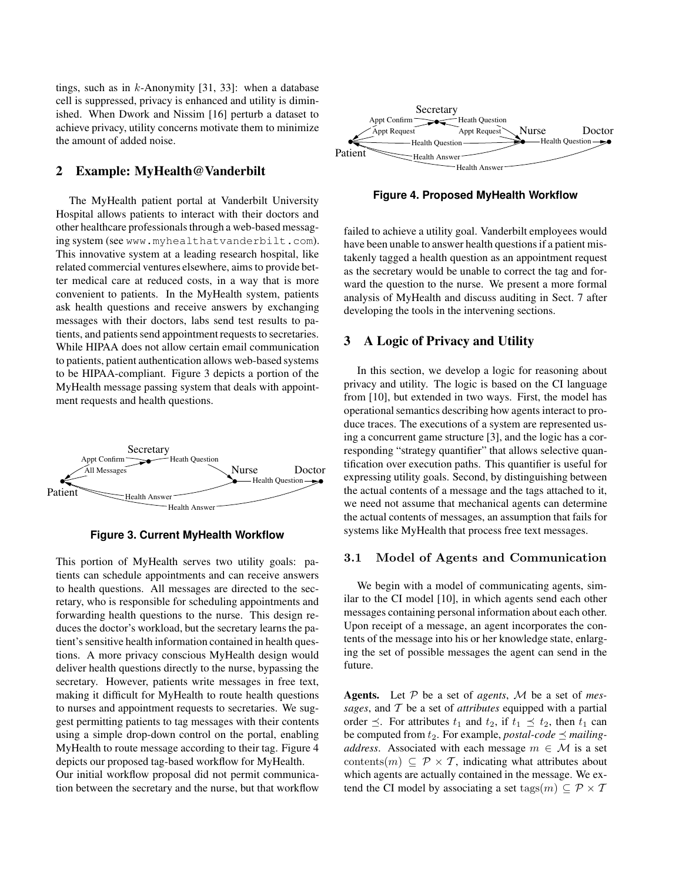tings, such as in $k$-Anonymity [31, 33]: when a database cell is suppressed, privacy is enhanced and utility is diminished. When Dwork and Nissim [16] perturb a dataset to achieve privacy, utility concerns motivate them to minimize the amount of added noise.

## 2 Example: MyHealth@Vanderbilt

The MyHealth patient portal at Vanderbilt University Hospital allows patients to interact with their doctors and other healthcare professionals through a web-based messaging system (see www.myhealthatvanderbilt.com). This innovative system at a leading research hospital, like related commercial ventures elsewhere, aims to provide better medical care at reduced costs, in a way that is more convenient to patients. In the MyHealth system, patients ask health questions and receive answers by exchanging messages with their doctors, labs send test results to patients, and patients send appointment requests to secretaries. While HIPAA does not allow certain email communication to patients, patient authentication allows web-based systems to be HIPAA-compliant. Figure 3 depicts a portion of the MyHealth message passing system that deals with appointment requests and health questions.

**Figure 3. Current MyHealth Workflow**

This portion of MyHealth serves two utility goals: patients can schedule appointments and can receive answers to health questions. All messages are directed to the secretary, who is responsible for scheduling appointments and forwarding health questions to the nurse. This design reduces the doctor's workload, but the secretary learns the patient's sensitive health information contained in health questions. A more privacy conscious MyHealth design would deliver health questions directly to the nurse, bypassing the secretary. However, patients write messages in free text, making it difficult for MyHealth to route health questions to nurses and appointment requests to secretaries. We suggest permitting patients to tag messages with their contents using a simple drop-down control on the portal, enabling MyHealth to route message according to their tag. Figure 4 depicts our proposed tag-based workflow for MyHealth.

Our initial workflow proposal did not permit communication between the secretary and the nurse, but that workflow

**Figure 4. Proposed MyHealth Workflow**

failed to achieve a utility goal. Vanderbilt employees would have been unable to answer health questions if a patient mistakenly tagged a health question as an appointment request as the secretary would be unable to correct the tag and forward the question to the nurse. We present a more formal analysis of MyHealth and discuss auditing in Sect. 7 after developing the tools in the intervening sections.

## 3 A Logic of Privacy and Utility

In this section, we develop a logic for reasoning about privacy and utility. The logic is based on the CI language from [10], but extended in two ways. First, the model has operational semantics describing how agents interact to produce traces. The executions of a system are represented using a concurrent game structure [3], and the logic has a corresponding "strategy quantifier" that allows selective quantification over execution paths. This quantifier is useful for expressing utility goals. Second, by distinguishing between the actual contents of a message and the tags attached to it, we need not assume that mechanical agents can determine the actual contents of messages, an assumption that fails for systems like MyHealth that process free text messages.

### 3.1 Model of Agents and Communication

We begin with a model of communicating agents, similar to the CI model [10], in which agents send each other messages containing personal information about each other. Upon receipt of a message, an agent incorporates the contents of the message into his or her knowledge state, enlarging the set of possible messages the agent can send in the future.

**Agents.** Let $\mathcal{P}$ be a set of *agents*, $\mathcal{M}$ be a set of *messages*, and $\mathcal{T}$ be a set of *attributes* equipped with a partial order $\preceq$. For attributes $t_1$ and $t_2$, if $t_1 \preceq t_2$, then $t_1$ can be computed from $t_2$. For example, *postal-code* $\preceq$ *mailing-address*. Associated with each message $m \in \mathcal{M}$ is a set $\text{contents}(m) \subseteq \mathcal{P} \times \mathcal{T}$, indicating what attributes about which agents are actually contained in the message. We extend the CI model by associating a set $\text{tags}(m) \subseteq \mathcal{P} \times \mathcal{T}$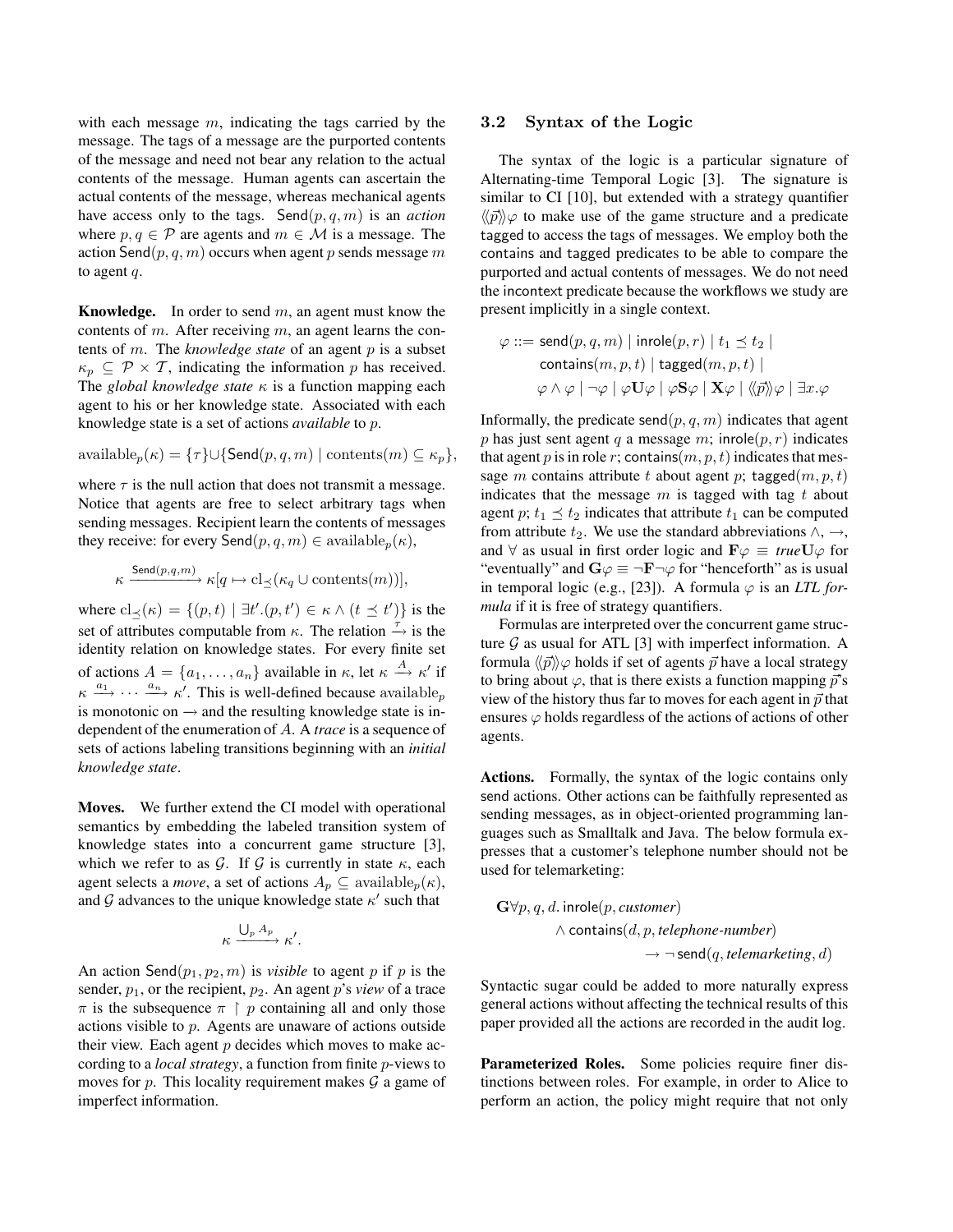with each message $m$, indicating the tags carried by the message. The tags of a message are the purported contents of the message and need not bear any relation to the actual contents of the message. Human agents can ascertain the actual contents of the message, whereas mechanical agents have access only to the tags. $\mathsf{Send}(p, q, m)$ is an *action* where $p, q \in \mathcal{P}$ are agents and $m \in \mathcal{M}$ is a message. The action $\mathsf{Send}(p, q, m)$ occurs when agent $p$ sends message $m$ to agent $q$.

**Knowledge.** In order to send $m$, an agent must know the contents of $m$. After receiving $m$, an agent learns the contents of $m$. The *knowledge state* of an agent $p$ is a subset $\kappa_p \subseteq \mathcal{P} \times \mathcal{T}$, indicating the information $p$ has received. The *global knowledge state* $\kappa$ is a function mapping each agent to his or her knowledge state. Associated with each knowledge state is a set of actions *available* to $p$.

$$\text{available}_p(\kappa) = \{\tau\} \cup \{\mathsf{Send}(p, q, m) \mid \text{contents}(m) \subseteq \kappa_p\},$$

where $\tau$ is the null action that does not transmit a message. Notice that agents are free to select arbitrary tags when sending messages. Recipient learn the contents of messages they receive: for every $\mathsf{Send}(p, q, m) \in \text{available}_p(\kappa)$,

$$\kappa \xrightarrow{\mathsf{Send}(p,q,m)} \kappa[q \mapsto \text{cl}_{\preceq}(\kappa_q \cup \text{contents}(m))],$$

where $\text{cl}_{\preceq}(\kappa) = \{(p, t) \mid \exists t'.(p, t') \in \kappa \wedge (t \preceq t')\}$ is the set of attributes computable from $\kappa$. The relation $\xrightarrow{\tau}$ is the identity relation on knowledge states. For every finite set of actions $A = \{a_1, \ldots, a_n\}$ available in $\kappa$, let $\kappa \xrightarrow{A} \kappa'$ if $\kappa \xrightarrow{a_1} \cdots \xrightarrow{a_n} \kappa'$. This is well-defined because $\text{available}_p$ is monotonic on $\rightarrow$ and the resulting knowledge state is independent of the enumeration of $A$. A *trace* is a sequence of sets of actions labeling transitions beginning with an *initial knowledge state*.

**Moves.** We further extend the CI model with operational semantics by embedding the labeled transition system of knowledge states into a concurrent game structure [3], which we refer to as $\mathcal{G}$. If $\mathcal{G}$ is currently in state $\kappa$, each agent selects a *move*, a set of actions $A_p \subseteq \text{available}_p(\kappa)$, and $\mathcal{G}$ advances to the unique knowledge state $\kappa'$ such that

$$\kappa \xrightarrow{\bigcup_p A_p} \kappa'.$$

An action $\mathsf{Send}(p_1, p_2, m)$ is *visible* to agent $p$ if $p$ is the sender, $p_1$, or the recipient, $p_2$. An agent $p$'s *view* of a trace $\pi$ is the subsequence $\pi \upharpoonright p$ containing all and only those actions visible to $p$. Agents are unaware of actions outside their view. Each agent $p$ decides which moves to make according to a *local strategy*, a function from finite $p$-views to moves for $p$. This locality requirement makes $\mathcal{G}$ a game of imperfect information.

### 3.2 Syntax of the Logic

The syntax of the logic is a particular signature of Alternating-time Temporal Logic [3]. The signature is similar to CI [10], but extended with a strategy quantifier $\langle\!\langle \vec{p} \rangle\!\rangle \varphi$ to make use of the game structure and a predicate tagged to access the tags of messages. We employ both the contains and tagged predicates to be able to compare the purported and actual contents of messages. We do not need the incontext predicate because the workflows we study are present implicitly in a single context.

$$\begin{aligned}
\varphi ::= \; & \mathsf{send}(p, q, m) \mid \mathsf{inrole}(p, r) \mid t_1 \preceq t_2 \mid \\
& \mathsf{contains}(m, p, t) \mid \mathsf{tagged}(m, p, t) \mid \\
& \varphi \wedge \varphi \mid \neg\varphi \mid \varphi \mathbf{U} \varphi \mid \varphi \mathbf{S} \varphi \mid \mathbf{X}\varphi \mid \langle\!\langle \vec{p} \rangle\!\rangle \varphi \mid \exists x.\varphi
\end{aligned}$$

Informally, the predicate $\mathsf{send}(p, q, m)$ indicates that agent $p$ has just sent agent $q$ a message $m$; $\mathsf{inrole}(p, r)$ indicates that agent $p$ is in role $r$; $\mathsf{contains}(m, p, t)$ indicates that message $m$ contains attribute $t$ about agent $p$; $\mathsf{tagged}(m, p, t)$ indicates that the message $m$ is tagged with tag $t$ about agent $p$; $t_1 \preceq t_2$ indicates that attribute $t_1$ can be computed from attribute $t_2$. We use the standard abbreviations $\wedge$, $\rightarrow$, and $\forall$ as usual in first order logic and $\mathbf{F}\varphi \equiv \mathit{true}\mathbf{U}\varphi$ for "eventually" and $\mathbf{G}\varphi \equiv \neg\mathbf{F}\neg\varphi$ for "henceforth" as is usual in temporal logic (e.g., [23]). A formula $\varphi$ is an *LTL formula* if it is free of strategy quantifiers.

Formulas are interpreted over the concurrent game structure $\mathcal{G}$ as usual for ATL [3] with imperfect information. A formula $\langle\!\langle \vec{p} \rangle\!\rangle \varphi$ holds if set of agents $\vec{p}$ have a local strategy to bring about $\varphi$, that is there exists a function mapping $\vec{p}$'s view of the history thus far to moves for each agent in $\vec{p}$ that ensures $\varphi$ holds regardless of the actions of actions of other agents.

**Actions.** Formally, the syntax of the logic contains only send actions. Other actions can be faithfully represented as sending messages, as in object-oriented programming languages such as Smalltalk and Java. The below formula expresses that a customer's telephone number should not be used for telemarketing:

$$\begin{aligned}
\mathbf{G}\forall p, q, d.\, & \mathsf{inrole}(p, \mathit{customer}) \\
& \wedge \mathsf{contains}(d, p, \mathit{telephone\text{-}number}) \\
& \quad \rightarrow \neg\, \mathsf{send}(q, \mathit{telemarketing}, d)
\end{aligned}$$

Syntactic sugar could be added to more naturally express general actions without affecting the technical results of this paper provided all the actions are recorded in the audit log.

**Parameterized Roles.** Some policies require finer distinctions between roles. For example, in order to Alice to perform an action, the policy might require that not only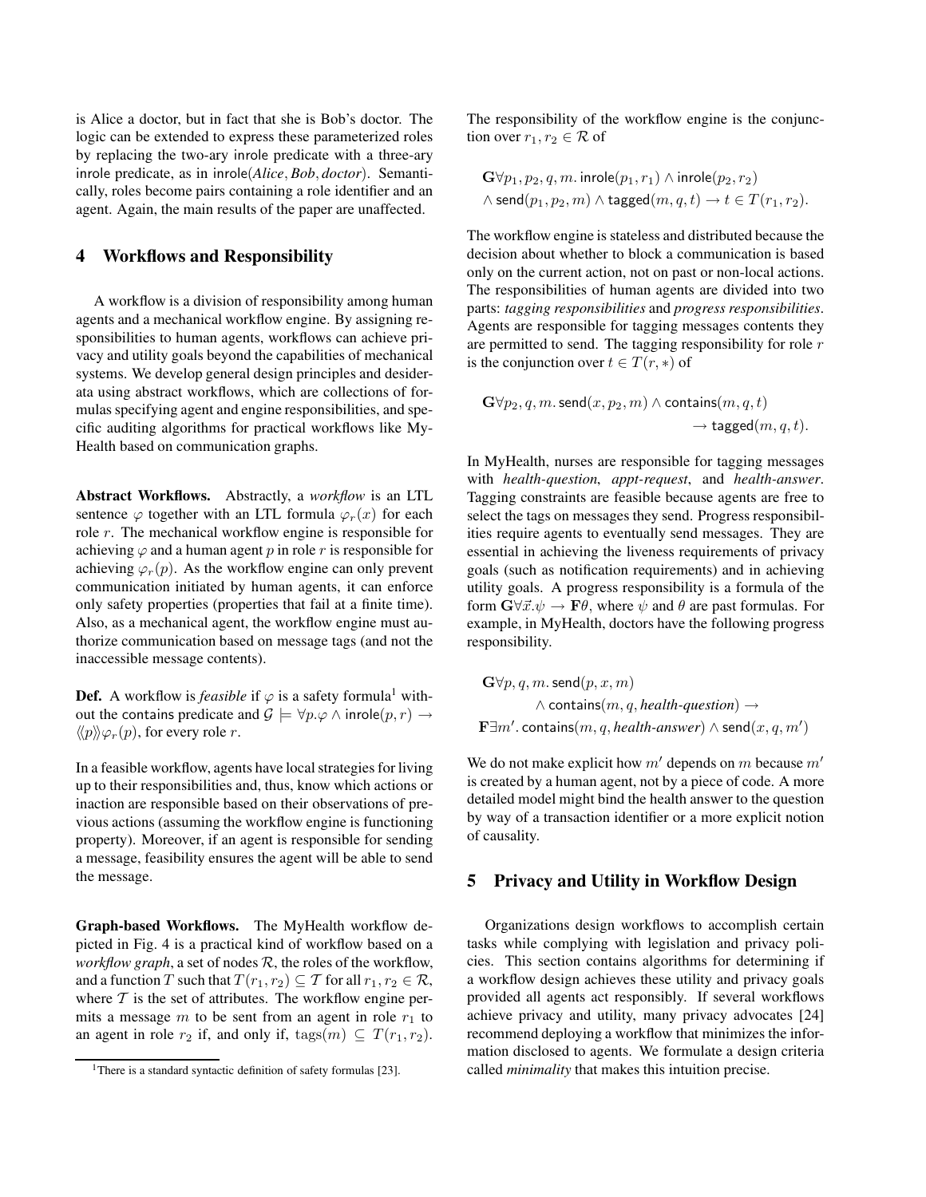is Alice a doctor, but in fact that she is Bob's doctor. The logic can be extended to express these parameterized roles by replacing the two-ary inrole predicate with a three-ary inrole predicate, as in inrole(*Alice*, *Bob*, *doctor*). Semantically, roles become pairs containing a role identifier and an agent. Again, the main results of the paper are unaffected.

## 4 Workflows and Responsibility

A workflow is a division of responsibility among human agents and a mechanical workflow engine. By assigning responsibilities to human agents, workflows can achieve privacy and utility goals beyond the capabilities of mechanical systems. We develop general design principles and desiderata using abstract workflows, which are collections of formulas specifying agent and engine responsibilities, and specific auditing algorithms for practical workflows like MyHealth based on communication graphs.

**Abstract Workflows.** Abstractly, a *workflow* is an LTL sentence $\varphi$ together with an LTL formula $\varphi_r(x)$ for each role $r$. The mechanical workflow engine is responsible for achieving $\varphi$ and a human agent $p$ in role $r$ is responsible for achieving $\varphi_r(p)$. As the workflow engine can only prevent communication initiated by human agents, it can enforce only safety properties (properties that fail at a finite time). Also, as a mechanical agent, the workflow engine must authorize communication based on message tags (and not the inaccessible message contents).

**Def.** A workflow is *feasible* if $\varphi$ is a safety formula[1] without the contains predicate and $\mathcal{G} \models \forall p. \varphi \wedge \mathsf{inrole}(p, r) \rightarrow \langle\!\langle p \rangle\!\rangle \varphi_r(p)$, for every role $r$.

In a feasible workflow, agents have local strategies for living up to their responsibilities and, thus, know which actions or inaction are responsible based on their observations of previous actions (assuming the workflow engine is functioning property). Moreover, if an agent is responsible for sending a message, feasibility ensures the agent will be able to send the message.

**Graph-based Workflows.** The MyHealth workflow depicted in Fig. 4 is a practical kind of workflow based on a *workflow graph*, a set of nodes $\mathcal{R}$, the roles of the workflow, and a function $T$ such that $T(r_1, r_2) \subseteq \mathcal{T}$ for all $r_1, r_2 \in \mathcal{R}$, where $\mathcal{T}$ is the set of attributes. The workflow engine permits a message $m$ to be sent from an agent in role $r_1$ to an agent in role $r_2$ if, and only if, $\mathrm{tags}(m) \subseteq T(r_1, r_2)$. The responsibility of the workflow engine is the conjunction over $r_1, r_2 \in \mathcal{R}$ of

$$\mathbf{G}\forall p_1, p_2, q, m.\, \mathsf{inrole}(p_1, r_1) \wedge \mathsf{inrole}(p_2, r_2) \wedge \mathsf{send}(p_1, p_2, m) \wedge \mathsf{tagged}(m, q, t) \rightarrow t \in T(r_1, r_2).$$

The workflow engine is stateless and distributed because the decision about whether to block a communication is based only on the current action, not on past or non-local actions. The responsibilities of human agents are divided into two parts: *tagging responsibilities* and *progress responsibilities*. Agents are responsible for tagging messages contents they are permitted to send. The tagging responsibility for role $r$ is the conjunction over $t \in T(r, *)$ of

$$\mathbf{G}\forall p_2, q, m.\, \mathsf{send}(x, p_2, m) \wedge \mathsf{contains}(m, q, t) \rightarrow \mathsf{tagged}(m, q, t).$$

In MyHealth, nurses are responsible for tagging messages with *health-question*, *appt-request*, and *health-answer*. Tagging constraints are feasible because agents are free to select the tags on messages they send. Progress responsibilities require agents to eventually send messages. They are essential in achieving the liveness requirements of privacy goals (such as notification requirements) and in achieving utility goals. A progress responsibility is a formula of the form $\mathbf{G}\forall \vec{x}. \psi \rightarrow \mathbf{F}\theta$, where $\psi$ and $\theta$ are past formulas. For example, in MyHealth, doctors have the following progress responsibility.

$$\mathbf{G}\forall p, q, m.\, \mathsf{send}(p, x, m) \wedge \mathsf{contains}(m, q, \textit{health-question}) \rightarrow \mathbf{F}\exists m'.\, \mathsf{contains}(m, q, \textit{health-answer}) \wedge \mathsf{send}(x, q, m')$$

We do not make explicit how $m'$ depends on $m$ because $m'$ is created by a human agent, not by a piece of code. A more detailed model might bind the health answer to the question by way of a transaction identifier or a more explicit notion of causality.

## 5 Privacy and Utility in Workflow Design

Organizations design workflows to accomplish certain tasks while complying with legislation and privacy policies. This section contains algorithms for determining if a workflow design achieves these utility and privacy goals provided all agents act responsibly. If several workflows achieve privacy and utility, many privacy advocates [24] recommend deploying a workflow that minimizes the information disclosed to agents. We formulate a design criteria called *minimality* that makes this intuition precise.

[1] There is a standard syntactic definition of safety formulas [23].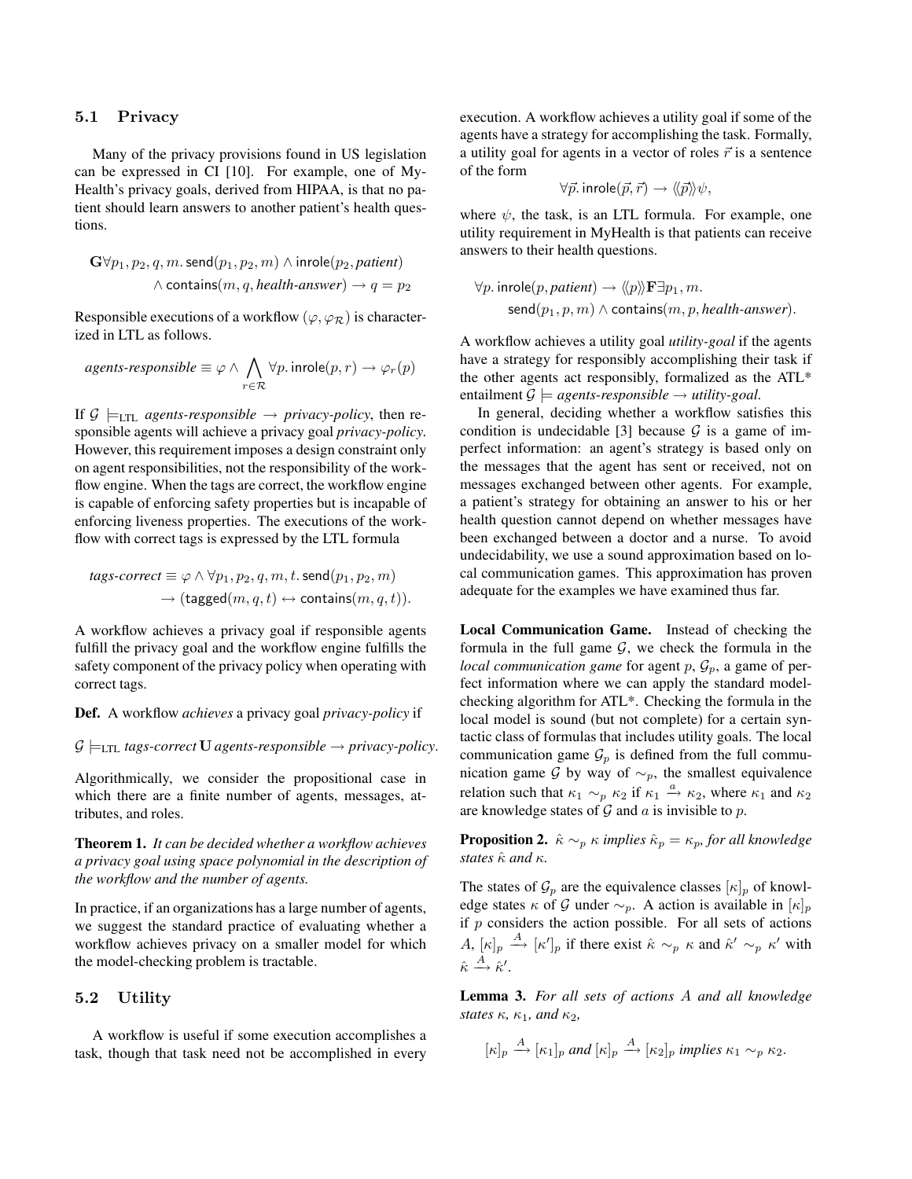### 5.1 Privacy

Many of the privacy provisions found in US legislation can be expressed in CI [10]. For example, one of MyHealth's privacy goals, derived from HIPAA, is that no patient should learn answers to another patient's health questions.

$$\mathbf{G}\forall p_1, p_2, q, m.\, \mathsf{send}(p_1, p_2, m) \wedge \mathsf{inrole}(p_2, \textit{patient}) \wedge \mathsf{contains}(m, q, \textit{health-answer}) \rightarrow q = p_2$$

Responsible executions of a workflow $(\varphi, \varphi_{\mathcal{R}})$ is characterized in LTL as follows.

$$\textit{agents-responsible} \equiv \varphi \wedge \bigwedge_{r \in \mathcal{R}} \forall p.\, \mathsf{inrole}(p, r) \rightarrow \varphi_r(p)$$

If $\mathcal{G} \models_{\text{LTL}} \textit{agents-responsible} \rightarrow \textit{privacy-policy}$, then responsible agents will achieve a privacy goal *privacy-policy*. However, this requirement imposes a design constraint only on agent responsibilities, not the responsibility of the workflow engine. When the tags are correct, the workflow engine is capable of enforcing safety properties but is incapable of enforcing liveness properties. The executions of the workflow with correct tags is expressed by the LTL formula

$$\textit{tags-correct} \equiv \varphi \wedge \forall p_1, p_2, q, m, t.\, \mathsf{send}(p_1, p_2, m) \rightarrow (\mathsf{tagged}(m, q, t) \leftrightarrow \mathsf{contains}(m, q, t)).$$

A workflow achieves a privacy goal if responsible agents fulfill the privacy goal and the workflow engine fulfills the safety component of the privacy policy when operating with correct tags.

**Def.** A workflow *achieves* a privacy goal *privacy-policy* if

$$\mathcal{G} \models_{\text{LTL}} \textit{tags-correct}\, \mathbf{U}\, \textit{agents-responsible} \rightarrow \textit{privacy-policy}.$$

Algorithmically, we consider the propositional case in which there are a finite number of agents, messages, attributes, and roles.

**Theorem 1.** *It can be decided whether a workflow achieves a privacy goal using space polynomial in the description of the workflow and the number of agents.*

In practice, if an organizations has a large number of agents, we suggest the standard practice of evaluating whether a workflow achieves privacy on a smaller model for which the model-checking problem is tractable.

### 5.2 Utility

A workflow is useful if some execution accomplishes a task, though that task need not be accomplished in every execution. A workflow achieves a utility goal if some of the agents have a strategy for accomplishing the task. Formally, a utility goal for agents in a vector of roles $\vec{r}$ is a sentence of the form

$$\forall \vec{p}.\, \mathsf{inrole}(\vec{p}, \vec{r}) \rightarrow \langle\!\langle \vec{p} \rangle\!\rangle \psi,$$

where $\psi$, the task, is an LTL formula. For example, one utility requirement in MyHealth is that patients can receive answers to their health questions.

$$\forall p.\, \mathsf{inrole}(p, \textit{patient}) \rightarrow \langle\!\langle p \rangle\!\rangle \mathbf{F} \exists p_1, m.\, \mathsf{send}(p_1, p, m) \wedge \mathsf{contains}(m, p, \textit{health-answer}).$$

A workflow achieves a utility goal *utility-goal* if the agents have a strategy for responsibly accomplishing their task if the other agents act responsibly, formalized as the ATL* entailment $\mathcal{G} \models \textit{agents-responsible} \rightarrow \textit{utility-goal}$.

In general, deciding whether a workflow satisfies this condition is undecidable [3] because $\mathcal{G}$ is a game of imperfect information: an agent's strategy is based only on the messages that the agent has sent or received, not on messages exchanged between other agents. For example, a patient's strategy for obtaining an answer to his or her health question cannot depend on whether messages have been exchanged between a doctor and a nurse. To avoid undecidability, we use a sound approximation based on local communication games. This approximation has proven adequate for the examples we have examined thus far.

**Local Communication Game.** Instead of checking the formula in the full game $\mathcal{G}$, we check the formula in the *local communication game* for agent $p$, $\mathcal{G}_p$, a game of perfect information where we can apply the standard model-checking algorithm for ATL*. Checking the formula in the local model is sound (but not complete) for a certain syntactic class of formulas that includes utility goals. The local communication game $\mathcal{G}_p$ is defined from the full communication game $\mathcal{G}$ by way of $\sim_p$, the smallest equivalence relation such that $\kappa_1 \sim_p \kappa_2$ if $\kappa_1 \xrightarrow{a} \kappa_2$, where $\kappa_1$ and $\kappa_2$ are knowledge states of $\mathcal{G}$ and $a$ is invisible to $p$.

**Proposition 2.** *$\hat{\kappa} \sim_p \kappa$ implies $\hat{\kappa}_p = \kappa_p$, for all knowledge states $\hat{\kappa}$ and $\kappa$.*

The states of $\mathcal{G}_p$ are the equivalence classes $[\kappa]_p$ of knowledge states $\kappa$ of $\mathcal{G}$ under $\sim_p$. A action is available in $[\kappa]_p$ if $p$ considers the action possible. For all sets of actions $A$, $[\kappa]_p \xrightarrow{A} [\kappa']_p$ if there exist $\hat{\kappa} \sim_p \kappa$ and $\hat{\kappa}' \sim_p \kappa'$ with $\hat{\kappa} \xrightarrow{A} \hat{\kappa}'$.

**Lemma 3.** *For all sets of actions $A$ and all knowledge states $\kappa$, $\kappa_1$, and $\kappa_2$,*

$$[\kappa]_p \xrightarrow{A} [\kappa_1]_p \textit{ and } [\kappa]_p \xrightarrow{A} [\kappa_2]_p \textit{ implies } \kappa_1 \sim_p \kappa_2.$$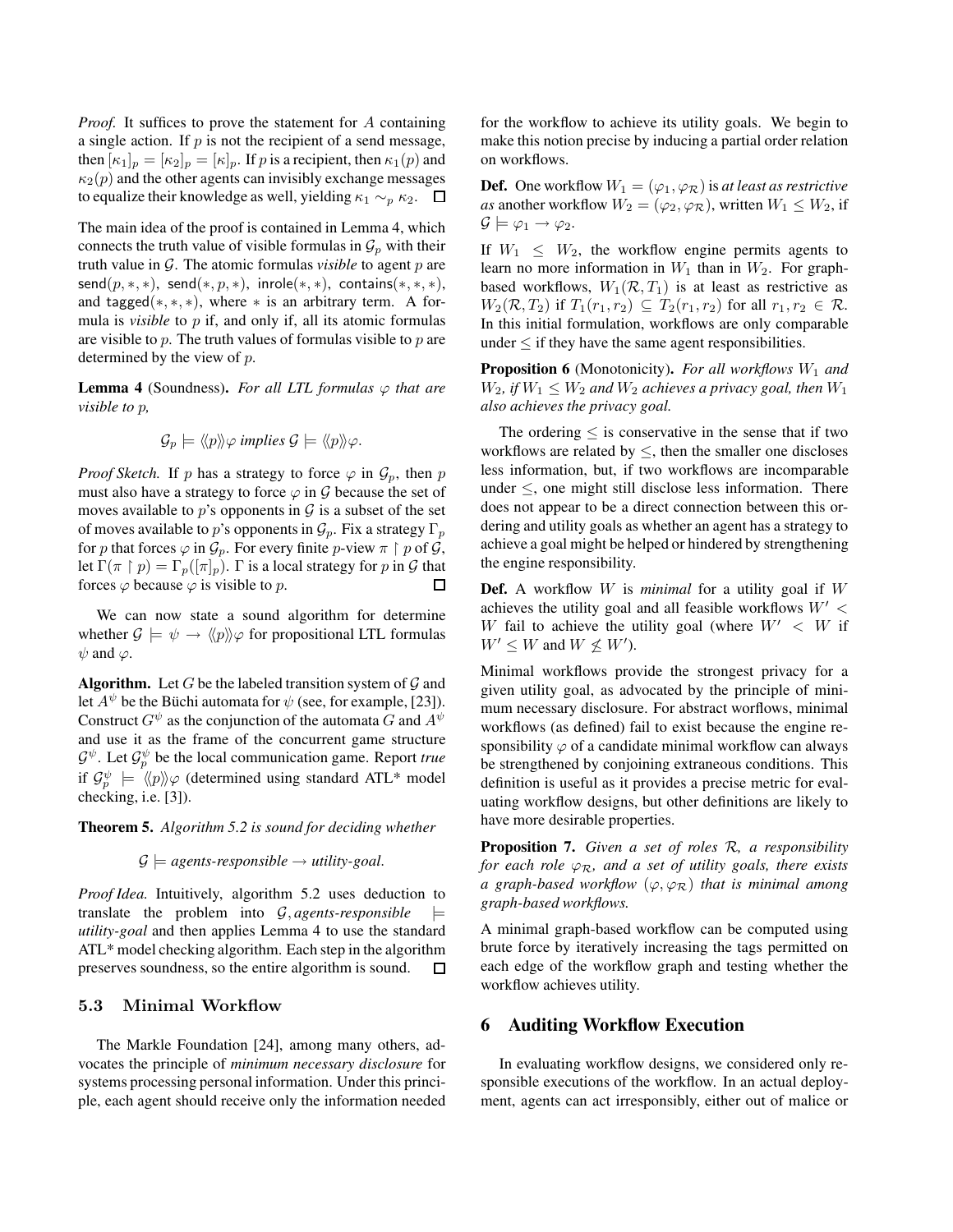*Proof.* It suffices to prove the statement for $A$ containing a single action. If $p$ is not the recipient of a send message, then $[\kappa_1]_p = [\kappa_2]_p = [\kappa]_p$. If $p$ is a recipient, then $\kappa_1(p)$ and $\kappa_2(p)$ and the other agents can invisibly exchange messages to equalize their knowledge as well, yielding $\kappa_1 \sim_p \kappa_2$. □

The main idea of the proof is contained in Lemma 4, which connects the truth value of visible formulas in $\mathcal{G}_p$ with their truth value in $\mathcal{G}$. The atomic formulas *visible* to agent $p$ are $\mathsf{send}(p, *, *)$, $\mathsf{send}(*, p, *)$, $\mathsf{inrole}(*, *)$, $\mathsf{contains}(*, *, *)$, and $\mathsf{tagged}(*, *, *)$, where $*$ is an arbitrary term. A formula is *visible* to $p$ if, and only if, all its atomic formulas are visible to $p$. The truth values of formulas visible to $p$ are determined by the view of $p$.

**Lemma 4** (Soundness)**.** *For all LTL formulas $\varphi$ that are visible to p,*

$$\mathcal{G}_p \models \langle\langle p \rangle\rangle \varphi \text{ implies } \mathcal{G} \models \langle\langle p \rangle\rangle \varphi.$$

*Proof Sketch.* If $p$ has a strategy to force $\varphi$ in $\mathcal{G}_p$, then $p$ must also have a strategy to force $\varphi$ in $\mathcal{G}$ because the set of moves available to $p$'s opponents in $\mathcal{G}$ is a subset of the set of moves available to $p$'s opponents in $\mathcal{G}_p$. Fix a strategy $\Gamma_p$ for $p$ that forces $\varphi$ in $\mathcal{G}_p$. For every finite $p$-view $\pi \upharpoonright p$ of $\mathcal{G}$, let $\Gamma(\pi \upharpoonright p) = \Gamma_p([\pi]_p)$. $\Gamma$ is a local strategy for $p$ in $\mathcal{G}$ that forces $\varphi$ because $\varphi$ is visible to $p$. □

We can now state a sound algorithm for determine whether $\mathcal{G} \models \psi \rightarrow \langle\langle p \rangle\rangle \varphi$ for propositional LTL formulas $\psi$ and $\varphi$.

**Algorithm.** Let $G$ be the labeled transition system of $\mathcal{G}$ and let $A^\psi$ be the Büchi automata for $\psi$ (see, for example, [23]). Construct $G^\psi$ as the conjunction of the automata $G$ and $A^\psi$ and use it as the frame of the concurrent game structure $\mathcal{G}^\psi$. Let $\mathcal{G}^\psi_p$ be the local communication game. Report *true* if $\mathcal{G}^\psi_p \models \langle\langle p \rangle\rangle \varphi$ (determined using standard ATL* model checking, i.e. [3]).

**Theorem 5.** *Algorithm 5.2 is sound for deciding whether*

$$\mathcal{G} \models \textit{agents-responsible} \rightarrow \textit{utility-goal}.$$

*Proof Idea.* Intuitively, algorithm 5.2 uses deduction to translate the problem into $\mathcal{G}, \textit{agents-responsible} \models \textit{utility-goal}$ and then applies Lemma 4 to use the standard ATL* model checking algorithm. Each step in the algorithm preserves soundness, so the entire algorithm is sound. □

### 5.3 Minimal Workflow

The Markle Foundation [24], among many others, advocates the principle of *minimum necessary disclosure* for systems processing personal information. Under this principle, each agent should receive only the information needed for the workflow to achieve its utility goals. We begin to make this notion precise by inducing a partial order relation on workflows.

**Def.** One workflow $W_1 = (\varphi_1, \varphi_\mathcal{R})$ is *at least as restrictive as* another workflow $W_2 = (\varphi_2, \varphi_\mathcal{R})$, written $W_1 \leq W_2$, if $\mathcal{G} \models \varphi_1 \rightarrow \varphi_2$.

If $W_1 \leq W_2$, the workflow engine permits agents to learn no more information in $W_1$ than in $W_2$. For graph-based workflows, $W_1(\mathcal{R}, T_1)$ is at least as restrictive as $W_2(\mathcal{R}, T_2)$ if $T_1(r_1, r_2) \subseteq T_2(r_1, r_2)$ for all $r_1, r_2 \in \mathcal{R}$. In this initial formulation, workflows are only comparable under $\leq$ if they have the same agent responsibilities.

**Proposition 6** (Monotonicity)**.** *For all workflows $W_1$ and $W_2$, if $W_1 \leq W_2$ and $W_2$ achieves a privacy goal, then $W_1$ also achieves the privacy goal.*

The ordering $\leq$ is conservative in the sense that if two workflows are related by $\leq$, then the smaller one discloses less information, but, if two workflows are incomparable under $\leq$, one might still disclose less information. There does not appear to be a direct connection between this ordering and utility goals as whether an agent has a strategy to achieve a goal might be helped or hindered by strengthening the engine responsibility.

**Def.** A workflow $W$ is *minimal* for a utility goal if $W$ achieves the utility goal and all feasible workflows $W' < W$ fail to achieve the utility goal (where $W' < W$ if $W' \leq W$ and $W \not\leq W'$).

Minimal workflows provide the strongest privacy for a given utility goal, as advocated by the principle of minimum necessary disclosure. For abstract worflows, minimal workflows (as defined) fail to exist because the engine responsibility $\varphi$ of a candidate minimal workflow can always be strengthened by conjoining extraneous conditions. This definition is useful as it provides a precise metric for evaluating workflow designs, but other definitions are likely to have more desirable properties.

**Proposition 7.** *Given a set of roles $\mathcal{R}$, a responsibility for each role $\varphi_\mathcal{R}$, and a set of utility goals, there exists a graph-based workflow $(\varphi, \varphi_\mathcal{R})$ that is minimal among graph-based workflows.*

A minimal graph-based workflow can be computed using brute force by iteratively increasing the tags permitted on each edge of the workflow graph and testing whether the workflow achieves utility.

## 6 Auditing Workflow Execution

In evaluating workflow designs, we considered only responsible executions of the workflow. In an actual deployment, agents can act irresponsibly, either out of malice or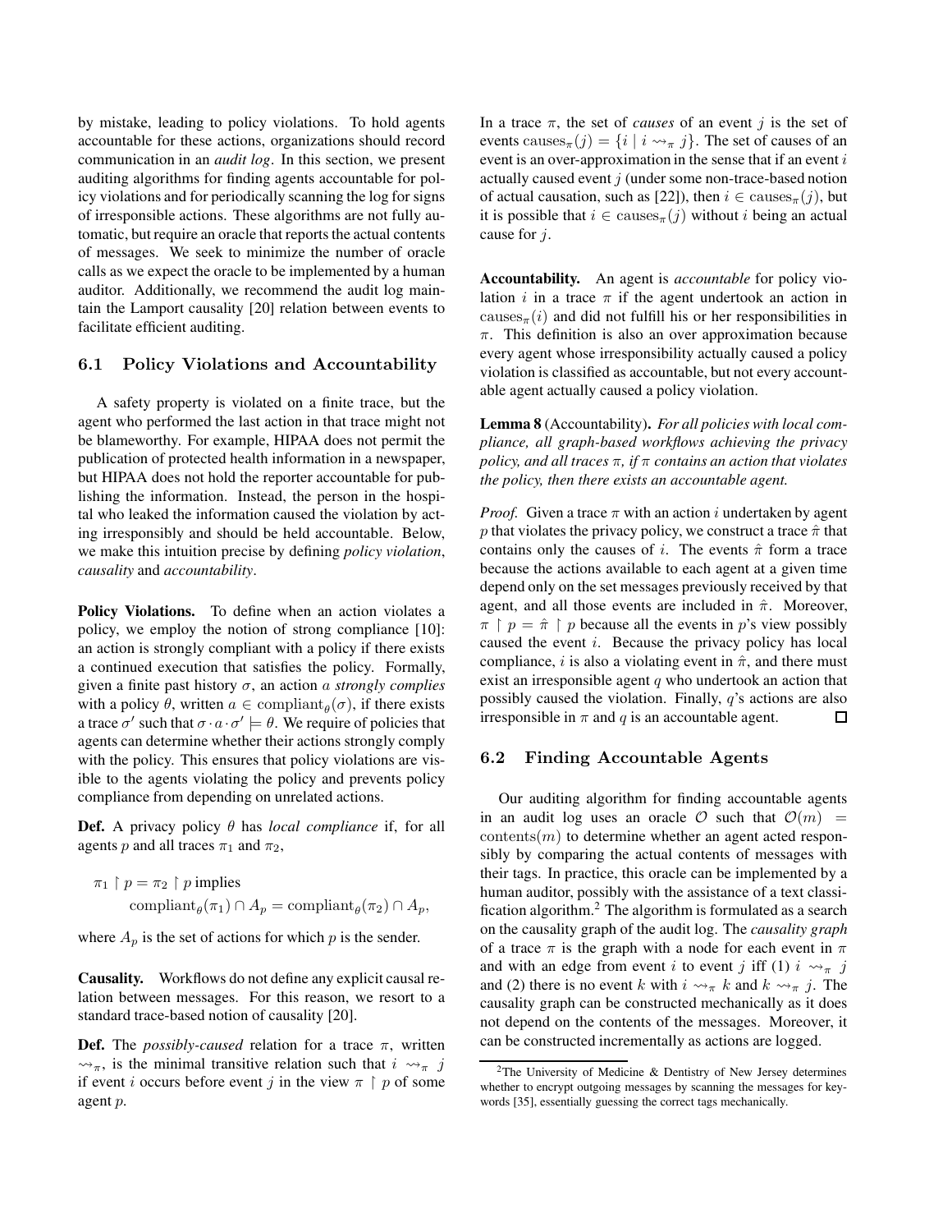by mistake, leading to policy violations. To hold agents accountable for these actions, organizations should record communication in an *audit log*. In this section, we present auditing algorithms for finding agents accountable for policy violations and for periodically scanning the log for signs of irresponsible actions. These algorithms are not fully automatic, but require an oracle that reports the actual contents of messages. We seek to minimize the number of oracle calls as we expect the oracle to be implemented by a human auditor. Additionally, we recommend the audit log maintain the Lamport causality [20] relation between events to facilitate efficient auditing.

### 6.1 Policy Violations and Accountability

A safety property is violated on a finite trace, but the agent who performed the last action in that trace might not be blameworthy. For example, HIPAA does not permit the publication of protected health information in a newspaper, but HIPAA does not hold the reporter accountable for publishing the information. Instead, the person in the hospital who leaked the information caused the violation by acting irresponsibly and should be held accountable. Below, we make this intuition precise by defining *policy violation*, *causality* and *accountability*.

**Policy Violations.** To define when an action violates a policy, we employ the notion of strong compliance [10]: an action is strongly compliant with a policy if there exists a continued execution that satisfies the policy. Formally, given a finite past history $\sigma$, an action $a$ *strongly complies* with a policy $\theta$, written $a \in \text{compliant}_\theta(\sigma)$, if there exists a trace $\sigma'$ such that $\sigma \cdot a \cdot \sigma' \models \theta$. We require of policies that agents can determine whether their actions strongly comply with the policy. This ensures that policy violations are visible to the agents violating the policy and prevents policy compliance from depending on unrelated actions.

**Def.** A privacy policy $\theta$ has *local compliance* if, for all agents $p$ and all traces $\pi_1$ and $\pi_2$,

$$\pi_1 \upharpoonright p = \pi_2 \upharpoonright p \text{ implies } \text{compliant}_\theta(\pi_1) \cap A_p = \text{compliant}_\theta(\pi_2) \cap A_p,$$

where $A_p$ is the set of actions for which $p$ is the sender.

**Causality.** Workflows do not define any explicit causal relation between messages. For this reason, we resort to a standard trace-based notion of causality [20].

**Def.** The *possibly-caused* relation for a trace $\pi$, written $\rightsquigarrow_\pi$, is the minimal transitive relation such that $i \rightsquigarrow_\pi j$ if event $i$ occurs before event $j$ in the view $\pi \upharpoonright p$ of some agent $p$.

In a trace $\pi$, the set of *causes* of an event $j$ is the set of events $\text{causes}_\pi(j) = \{i \mid i \rightsquigarrow_\pi j\}$. The set of causes of an event is an over-approximation in the sense that if an event $i$ actually caused event $j$ (under some non-trace-based notion of actual causation, such as [22]), then $i \in \text{causes}_\pi(j)$, but it is possible that $i \in \text{causes}_\pi(j)$ without $i$ being an actual cause for $j$.

**Accountability.** An agent is *accountable* for policy violation $i$ in a trace $\pi$ if the agent undertook an action in $\text{causes}_\pi(i)$ and did not fulfill his or her responsibilities in $\pi$. This definition is also an over approximation because every agent whose irresponsibility actually caused a policy violation is classified as accountable, but not every accountable agent actually caused a policy violation.

**Lemma 8** (Accountability)**.** *For all policies with local compliance, all graph-based workflows achieving the privacy policy, and all traces $\pi$, if $\pi$ contains an action that violates the policy, then there exists an accountable agent.*

*Proof.* Given a trace $\pi$ with an action $i$ undertaken by agent $p$ that violates the privacy policy, we construct a trace $\hat{\pi}$ that contains only the causes of $i$. The events $\hat{\pi}$ form a trace because the actions available to each agent at a given time depend only on the set messages previously received by that agent, and all those events are included in $\hat{\pi}$. Moreover, $\pi \upharpoonright p = \hat{\pi} \upharpoonright p$ because all the events in $p$'s view possibly caused the event $i$. Because the privacy policy has local compliance, $i$ is also a violating event in $\hat{\pi}$, and there must exist an irresponsible agent $q$ who undertook an action that possibly caused the violation. Finally, $q$'s actions are also irresponsible in $\pi$ and $q$ is an accountable agent. □

### 6.2 Finding Accountable Agents

Our auditing algorithm for finding accountable agents in an audit log uses an oracle $\mathcal{O}$ such that $\mathcal{O}(m) = \text{contents}(m)$ to determine whether an agent acted responsibly by comparing the actual contents of messages with their tags. In practice, this oracle can be implemented by a human auditor, possibly with the assistance of a text classification algorithm.[2] The algorithm is formulated as a search on the causality graph of the audit log. The *causality graph* of a trace $\pi$ is the graph with a node for each event in $\pi$ and with an edge from event $i$ to event $j$ iff (1) $i \rightsquigarrow_\pi j$ and (2) there is no event $k$ with $i \rightsquigarrow_\pi k$ and $k \rightsquigarrow_\pi j$. The causality graph can be constructed mechanically as it does not depend on the contents of the messages. Moreover, it can be constructed incrementally as actions are logged.

[2] The University of Medicine & Dentistry of New Jersey determines whether to encrypt outgoing messages by scanning the messages for keywords [35], essentially guessing the correct tags mechanically.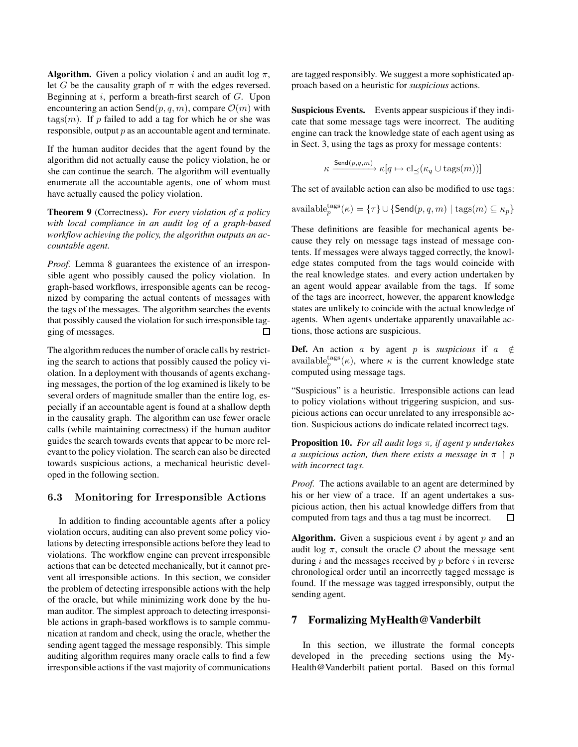**Algorithm.** Given a policy violation $i$ and an audit log $\pi$, let $G$ be the causality graph of $\pi$ with the edges reversed. Beginning at $i$, perform a breath-first search of $G$. Upon encountering an action $\mathsf{Send}(p, q, m)$, compare $\mathcal{O}(m)$ with $\mathrm{tags}(m)$. If $p$ failed to add a tag for which he or she was responsible, output $p$ as an accountable agent and terminate.

If the human auditor decides that the agent found by the algorithm did not actually cause the policy violation, he or she can continue the search. The algorithm will eventually enumerate all the accountable agents, one of whom must have actually caused the policy violation.

**Theorem 9** (Correctness). *For every violation of a policy with local compliance in an audit log of a graph-based workflow achieving the policy, the algorithm outputs an accountable agent.*

*Proof.* Lemma 8 guarantees the existence of an irresponsible agent who possibly caused the policy violation. In graph-based workflows, irresponsible agents can be recognized by comparing the actual contents of messages with the tags of the messages. The algorithm searches the events that possibly caused the violation for such irresponsible tagging of messages. □

The algorithm reduces the number of oracle calls by restricting the search to actions that possibly caused the policy violation. In a deployment with thousands of agents exchanging messages, the portion of the log examined is likely to be several orders of magnitude smaller than the entire log, especially if an accountable agent is found at a shallow depth in the causality graph. The algorithm can use fewer oracle calls (while maintaining correctness) if the human auditor guides the search towards events that appear to be more relevant to the policy violation. The search can also be directed towards suspicious actions, a mechanical heuristic developed in the following section.

### 6.3 Monitoring for Irresponsible Actions

In addition to finding accountable agents after a policy violation occurs, auditing can also prevent some policy violations by detecting irresponsible actions before they lead to violations. The workflow engine can prevent irresponsible actions that can be detected mechanically, but it cannot prevent all irresponsible actions. In this section, we consider the problem of detecting irresponsible actions with the help of the oracle, but while minimizing work done by the human auditor. The simplest approach to detecting irresponsible actions in graph-based workflows is to sample communication at random and check, using the oracle, whether the sending agent tagged the message responsibly. This simple auditing algorithm requires many oracle calls to find a few irresponsible actions if the vast majority of communications are tagged responsibly. We suggest a more sophisticated approach based on a heuristic for *suspicious* actions.

**Suspicious Events.** Events appear suspicious if they indicate that some message tags were incorrect. The auditing engine can track the knowledge state of each agent using as in Sect. 3, using the tags as proxy for message contents:

$$\kappa \xrightarrow{\mathsf{Send}(p,q,m)} \kappa[q \mapsto \mathrm{cl}_{\preceq}(\kappa_q \cup \mathrm{tags}(m))]$$

The set of available action can also be modified to use tags:

$$\mathrm{available}_p^{\mathrm{tags}}(\kappa) = \{\tau\} \cup \{\mathsf{Send}(p, q, m) \mid \mathrm{tags}(m) \subseteq \kappa_p\}$$

These definitions are feasible for mechanical agents because they rely on message tags instead of message contents. If messages were always tagged correctly, the knowledge states computed from the tags would coincide with the real knowledge states. and every action undertaken by an agent would appear available from the tags. If some of the tags are incorrect, however, the apparent knowledge states are unlikely to coincide with the actual knowledge of agents. When agents undertake apparently unavailable actions, those actions are suspicious.

**Def.** An action $a$ by agent $p$ is *suspicious* if $a \notin \mathrm{available}_p^{\mathrm{tags}}(\kappa)$, where $\kappa$ is the current knowledge state computed using message tags.

"Suspicious" is a heuristic. Irresponsible actions can lead to policy violations without triggering suspicion, and suspicious actions can occur unrelated to any irresponsible action. Suspicious actions do indicate related incorrect tags.

**Proposition 10.** *For all audit logs $\pi$, if agent $p$ undertakes a suspicious action, then there exists a message in $\pi \restriction p$ with incorrect tags.*

*Proof.* The actions available to an agent are determined by his or her view of a trace. If an agent undertakes a suspicious action, then his actual knowledge differs from that computed from tags and thus a tag must be incorrect. □

**Algorithm.** Given a suspicious event $i$ by agent $p$ and an audit log $\pi$, consult the oracle $\mathcal{O}$ about the message sent during $i$ and the messages received by $p$ before $i$ in reverse chronological order until an incorrectly tagged message is found. If the message was tagged irresponsibly, output the sending agent.

## 7 Formalizing MyHealth@Vanderbilt

In this section, we illustrate the formal concepts developed in the preceding sections using the MyHealth@Vanderbilt patient portal. Based on this formal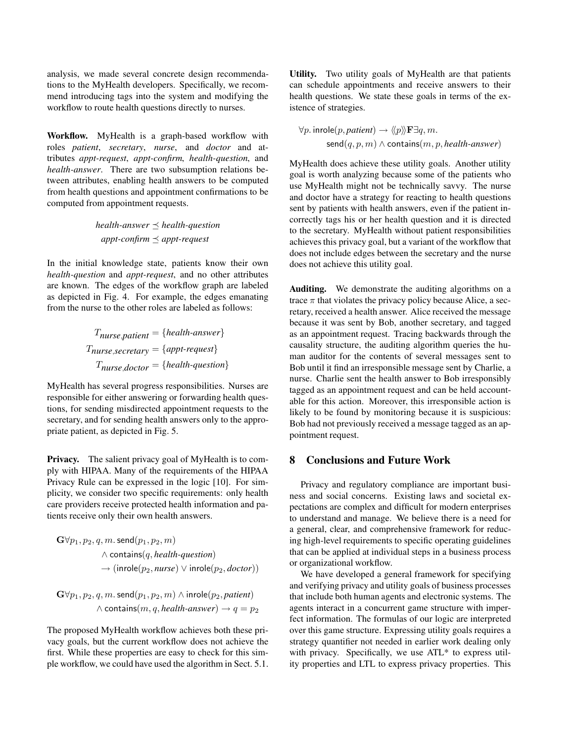analysis, we made several concrete design recommendations to the MyHealth developers. Specifically, we recommend introducing tags into the system and modifying the workflow to route health questions directly to nurses.

**Workflow.** MyHealth is a graph-based workflow with roles *patient*, *secretary*, *nurse*, and *doctor* and attributes *appt-request*, *appt-confirm*, *health-question*, and *health-answer*. There are two subsumption relations between attributes, enabling health answers to be computed from health questions and appointment confirmations to be computed from appointment requests.

$$\textit{health-answer} \preceq \textit{health-question}$$
$$\textit{appt-confirm} \preceq \textit{appt-request}$$

In the initial knowledge state, patients know their own *health-question* and *appt-request*, and no other attributes are known. The edges of the workflow graph are labeled as depicted in Fig. 4. For example, the edges emanating from the nurse to the other roles are labeled as follows:

$$T_{\textit{nurse},\textit{patient}} = \{\textit{health-answer}\}$$
$$T_{\textit{nurse},\textit{secretary}} = \{\textit{appt-request}\}$$
$$T_{\textit{nurse},\textit{doctor}} = \{\textit{health-question}\}$$

MyHealth has several progress responsibilities. Nurses are responsible for either answering or forwarding health questions, for sending misdirected appointment requests to the secretary, and for sending health answers only to the appropriate patient, as depicted in Fig. 5.

**Privacy.** The salient privacy goal of MyHealth is to comply with HIPAA. Many of the requirements of the HIPAA Privacy Rule can be expressed in the logic [10]. For simplicity, we consider two specific requirements: only health care providers receive protected health information and patients receive only their own health answers.

$$\begin{aligned}\mathbf{G}\forall p_1, p_2, q, m.\, & \mathsf{send}(p_1, p_2, m) \\ & \wedge \mathsf{contains}(q, \textit{health-question}) \\ & \rightarrow (\mathsf{inrole}(p_2, \textit{nurse}) \vee \mathsf{inrole}(p_2, \textit{doctor}))\end{aligned}$$

$$\begin{aligned}\mathbf{G}\forall p_1, p_2, q, m.\, & \mathsf{send}(p_1, p_2, m) \wedge \mathsf{inrole}(p_2, \textit{patient}) \\ & \wedge \mathsf{contains}(m, q, \textit{health-answer}) \rightarrow q = p_2\end{aligned}$$

The proposed MyHealth workflow achieves both these privacy goals, but the current workflow does not achieve the first. While these properties are easy to check for this simple workflow, we could have used the algorithm in Sect. 5.1.

**Utility.** Two utility goals of MyHealth are that patients can schedule appointments and receive answers to their health questions. We state these goals in terms of the existence of strategies.

$$\begin{aligned}\forall p.\, \mathsf{inrole}(p, \textit{patient}) \rightarrow \langle\!\langle p \rangle\!\rangle \mathbf{F} \exists q, m.\, \\ \mathsf{send}(q, p, m) \wedge \mathsf{contains}(m, p, \textit{health-answer})\end{aligned}$$

MyHealth does achieve these utility goals. Another utility goal is worth analyzing because some of the patients who use MyHealth might not be technically savvy. The nurse and doctor have a strategy for reacting to health questions sent by patients with health answers, even if the patient incorrectly tags his or her health question and it is directed to the secretary. MyHealth without patient responsibilities achieves this privacy goal, but a variant of the workflow that does not include edges between the secretary and the nurse does not achieve this utility goal.

**Auditing.** We demonstrate the auditing algorithms on a trace $\pi$ that violates the privacy policy because Alice, a secretary, received a health answer. Alice received the message because it was sent by Bob, another secretary, and tagged as an appointment request. Tracing backwards through the causality structure, the auditing algorithm queries the human auditor for the contents of several messages sent to Bob until it find an irresponsible message sent by Charlie, a nurse. Charlie sent the health answer to Bob irresponsibly tagged as an appointment request and can be held accountable for this action. Moreover, this irresponsible action is likely to be found by monitoring because it is suspicious: Bob had not previously received a message tagged as an appointment request.

## 8 Conclusions and Future Work

Privacy and regulatory compliance are important business and social concerns. Existing laws and societal expectations are complex and difficult for modern enterprises to understand and manage. We believe there is a need for a general, clear, and comprehensive framework for reducing high-level requirements to specific operating guidelines that can be applied at individual steps in a business process or organizational workflow.

We have developed a general framework for specifying and verifying privacy and utility goals of business processes that include both human agents and electronic systems. The agents interact in a concurrent game structure with imperfect information. The formulas of our logic are interpreted over this game structure. Expressing utility goals requires a strategy quantifier not needed in earlier work dealing only with privacy. Specifically, we use ATL* to express utility properties and LTL to express privacy properties. This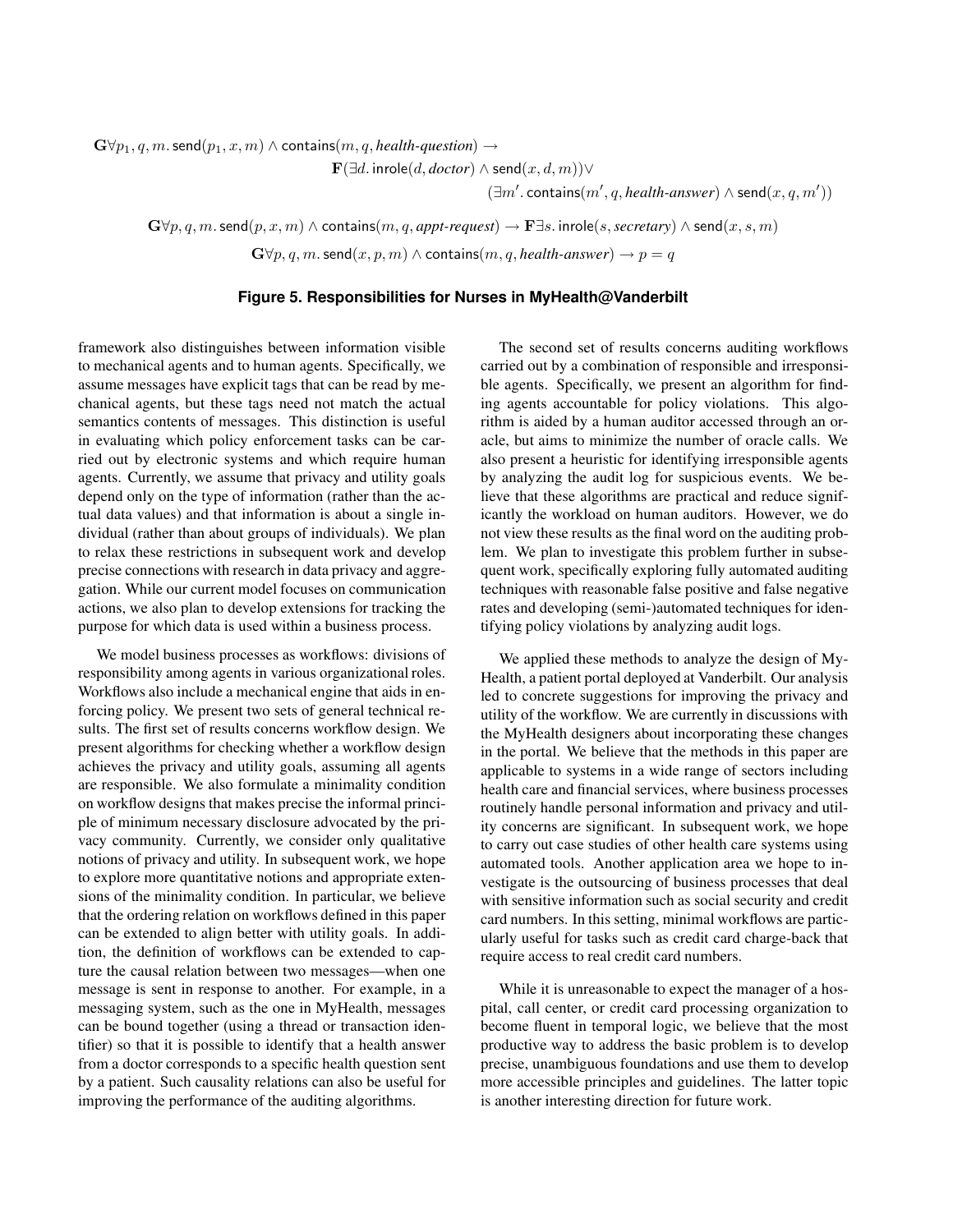$$\mathbf{G}\forall p_1, q, m.\, \mathsf{send}(p_1, x, m) \wedge \mathsf{contains}(m, q, \textit{health-question}) \rightarrow$$
$$\mathbf{F}(\exists d.\, \mathsf{inrole}(d, \textit{doctor}) \wedge \mathsf{send}(x, d, m)) \vee$$
$$(\exists m'.\, \mathsf{contains}(m', q, \textit{health-answer}) \wedge \mathsf{send}(x, q, m'))$$

$$\mathbf{G}\forall p, q, m.\, \mathsf{send}(p, x, m) \wedge \mathsf{contains}(m, q, \textit{appt-request}) \rightarrow \mathbf{F}\exists s.\, \mathsf{inrole}(s, \textit{secretary}) \wedge \mathsf{send}(x, s, m)$$

$$\mathbf{G}\forall p, q, m.\, \mathsf{send}(x, p, m) \wedge \mathsf{contains}(m, q, \textit{health-answer}) \rightarrow p = q$$

**Figure 5. Responsibilities for Nurses in MyHealth@Vanderbilt**

framework also distinguishes between information visible to mechanical agents and to human agents. Specifically, we assume messages have explicit tags that can be read by mechanical agents, but these tags need not match the actual semantics contents of messages. This distinction is useful in evaluating which policy enforcement tasks can be carried out by electronic systems and which require human agents. Currently, we assume that privacy and utility goals depend only on the type of information (rather than the actual data values) and that information is about a single individual (rather than about groups of individuals). We plan to relax these restrictions in subsequent work and develop precise connections with research in data privacy and aggregation. While our current model focuses on communication actions, we also plan to develop extensions for tracking the purpose for which data is used within a business process.

We model business processes as workflows: divisions of responsibility among agents in various organizational roles. Workflows also include a mechanical engine that aids in enforcing policy. We present two sets of general technical results. The first set of results concerns workflow design. We present algorithms for checking whether a workflow design achieves the privacy and utility goals, assuming all agents are responsible. We also formulate a minimality condition on workflow designs that makes precise the informal principle of minimum necessary disclosure advocated by the privacy community. Currently, we consider only qualitative notions of privacy and utility. In subsequent work, we hope to explore more quantitative notions and appropriate extensions of the minimality condition. In particular, we believe that the ordering relation on workflows defined in this paper can be extended to align better with utility goals. In addition, the definition of workflows can be extended to capture the causal relation between two messages—when one message is sent in response to another. For example, in a messaging system, such as the one in MyHealth, messages can be bound together (using a thread or transaction identifier) so that it is possible to identify that a health answer from a doctor corresponds to a specific health question sent by a patient. Such causality relations can also be useful for improving the performance of the auditing algorithms.

The second set of results concerns auditing workflows carried out by a combination of responsible and irresponsible agents. Specifically, we present an algorithm for finding agents accountable for policy violations. This algorithm is aided by a human auditor accessed through an oracle, but aims to minimize the number of oracle calls. We also present a heuristic for identifying irresponsible agents by analyzing the audit log for suspicious events. We believe that these algorithms are practical and reduce significantly the workload on human auditors. However, we do not view these results as the final word on the auditing problem. We plan to investigate this problem further in subsequent work, specifically exploring fully automated auditing techniques with reasonable false positive and false negative rates and developing (semi-)automated techniques for identifying policy violations by analyzing audit logs.

We applied these methods to analyze the design of MyHealth, a patient portal deployed at Vanderbilt. Our analysis led to concrete suggestions for improving the privacy and utility of the workflow. We are currently in discussions with the MyHealth designers about incorporating these changes in the portal. We believe that the methods in this paper are applicable to systems in a wide range of sectors including health care and financial services, where business processes routinely handle personal information and privacy and utility concerns are significant. In subsequent work, we hope to carry out case studies of other health care systems using automated tools. Another application area we hope to investigate is the outsourcing of business processes that deal with sensitive information such as social security and credit card numbers. In this setting, minimal workflows are particularly useful for tasks such as credit card charge-back that require access to real credit card numbers.

While it is unreasonable to expect the manager of a hospital, call center, or credit card processing organization to become fluent in temporal logic, we believe that the most productive way to address the basic problem is to develop precise, unambiguous foundations and use them to develop more accessible principles and guidelines. The latter topic is another interesting direction for future work.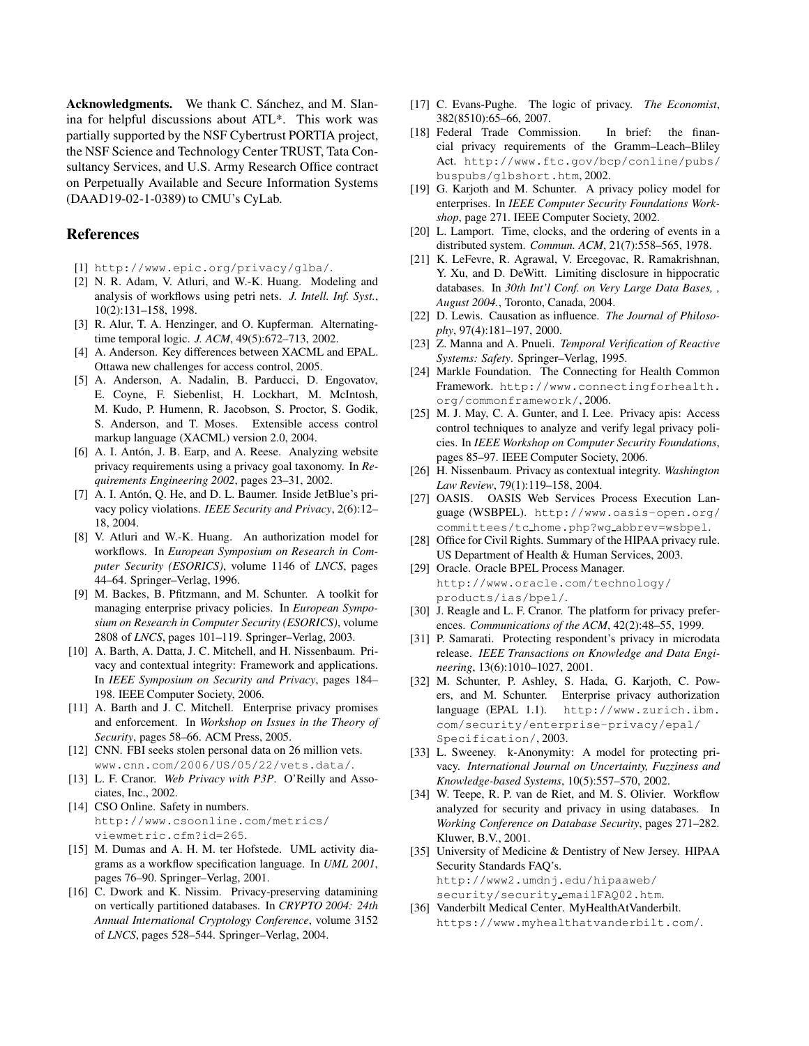**Acknowledgments.** We thank C. Sánchez, and M. Slanina for helpful discussions about ATL*. This work was partially supported by the NSF Cybertrust PORTIA project, the NSF Science and Technology Center TRUST, Tata Consultancy Services, and U.S. Army Research Office contract on Perpetually Available and Secure Information Systems (DAAD19-02-1-0389) to CMU's CyLab.

## References

[1] http://www.epic.org/privacy/glba/.

[2] N. R. Adam, V. Atluri, and W.-K. Huang. Modeling and analysis of workflows using petri nets. *J. Intell. Inf. Syst.*, 10(2):131–158, 1998.

[3] R. Alur, T. A. Henzinger, and O. Kupferman. Alternating-time temporal logic. *J. ACM*, 49(5):672–713, 2002.

[4] A. Anderson. Key differences between XACML and EPAL. Ottawa new challenges for access control, 2005.

[5] A. Anderson, A. Nadalin, B. Parducci, D. Engovatov, E. Coyne, F. Siebenlist, H. Lockhart, M. McIntosh, M. Kudo, P. Humenn, R. Jacobson, S. Proctor, S. Godik, S. Anderson, and T. Moses. Extensible access control markup language (XACML) version 2.0, 2004.

[6] A. I. Antón, J. B. Earp, and A. Reese. Analyzing website privacy requirements using a privacy goal taxonomy. In *Requirements Engineering 2002*, pages 23–31, 2002.

[7] A. I. Antón, Q. He, and D. L. Baumer. Inside JetBlue's privacy policy violations. *IEEE Security and Privacy*, 2(6):12–18, 2004.

[8] V. Atluri and W.-K. Huang. An authorization model for workflows. In *European Symposium on Research in Computer Security (ESORICS)*, volume 1146 of *LNCS*, pages 44–64. Springer–Verlag, 1996.

[9] M. Backes, B. Pfitzmann, and M. Schunter. A toolkit for managing enterprise privacy policies. In *European Symposium on Research in Computer Security (ESORICS)*, volume 2808 of *LNCS*, pages 101–119. Springer–Verlag, 2003.

[10] A. Barth, A. Datta, J. C. Mitchell, and H. Nissenbaum. Privacy and contextual integrity: Framework and applications. In *IEEE Symposium on Security and Privacy*, pages 184–198. IEEE Computer Society, 2006.

[11] A. Barth and J. C. Mitchell. Enterprise privacy promises and enforcement. In *Workshop on Issues in the Theory of Security*, pages 58–66. ACM Press, 2005.

[12] CNN. FBI seeks stolen personal data on 26 million vets. www.cnn.com/2006/US/05/22/vets.data/.

[13] L. F. Cranor. *Web Privacy with P3P*. O'Reilly and Associates, Inc., 2002.

[14] CSO Online. Safety in numbers. http://www.csoonline.com/metrics/viewmetric.cfm?id=265.

[15] M. Dumas and A. H. M. ter Hofstede. UML activity diagrams as a workflow specification language. In *UML 2001*, pages 76–90. Springer–Verlag, 2001.

[16] C. Dwork and K. Nissim. Privacy-preserving datamining on vertically partitioned databases. In *CRYPTO 2004: 24th Annual International Cryptology Conference*, volume 3152 of *LNCS*, pages 528–544. Springer–Verlag, 2004.

[17] C. Evans-Pughe. The logic of privacy. *The Economist*, 382(8510):65–66, 2007.

[18] Federal Trade Commission. In brief: the financial privacy requirements of the Gramm–Leach–Bliley Act. http://www.ftc.gov/bcp/conline/pubs/buspubs/glbshort.htm, 2002.

[19] G. Karjoth and M. Schunter. A privacy policy model for enterprises. In *IEEE Computer Security Foundations Workshop*, page 271. IEEE Computer Society, 2002.

[20] L. Lamport. Time, clocks, and the ordering of events in a distributed system. *Commun. ACM*, 21(7):558–565, 1978.

[21] K. LeFevre, R. Agrawal, V. Ercegovac, R. Ramakrishnan, Y. Xu, and D. DeWitt. Limiting disclosure in hippocratic databases. In *30th Int'l Conf. on Very Large Data Bases, , August 2004.*, Toronto, Canada, 2004.

[22] D. Lewis. Causation as influence. *The Journal of Philosophy*, 97(4):181–197, 2000.

[23] Z. Manna and A. Pnueli. *Temporal Verification of Reactive Systems: Safety*. Springer–Verlag, 1995.

[24] Markle Foundation. The Connecting for Health Common Framework. http://www.connectingforhealth.org/commonframework/, 2006.

[25] M. J. May, C. A. Gunter, and I. Lee. Privacy apis: Access control techniques to analyze and verify legal privacy policies. In *IEEE Workshop on Computer Security Foundations*, pages 85–97. IEEE Computer Society, 2006.

[26] H. Nissenbaum. Privacy as contextual integrity. *Washington Law Review*, 79(1):119–158, 2004.

[27] OASIS. OASIS Web Services Process Execution Language (WSBPEL). http://www.oasis-open.org/committees/tc_home.php?wg_abbrev=wsbpel.

[28] Office for Civil Rights. Summary of the HIPAA privacy rule. US Department of Health & Human Services, 2003.

[29] Oracle. Oracle BPEL Process Manager. http://www.oracle.com/technology/products/ias/bpel/.

[30] J. Reagle and L. F. Cranor. The platform for privacy preferences. *Communications of the ACM*, 42(2):48–55, 1999.

[31] P. Samarati. Protecting respondent's privacy in microdata release. *IEEE Transactions on Knowledge and Data Engineering*, 13(6):1010–1027, 2001.

[32] M. Schunter, P. Ashley, S. Hada, G. Karjoth, C. Powers, and M. Schunter. Enterprise privacy authorization language (EPAL 1.1). http://www.zurich.ibm.com/security/enterprise-privacy/epal/Specification/, 2003.

[33] L. Sweeney. k-Anonymity: A model for protecting privacy. *International Journal on Uncertainty, Fuzziness and Knowledge-based Systems*, 10(5):557–570, 2002.

[34] W. Teepe, R. P. van de Riet, and M. S. Olivier. Workflow analyzed for security and privacy in using databases. In *Working Conference on Database Security*, pages 271–282. Kluwer, B.V., 2001.

[35] University of Medicine & Dentistry of New Jersey. HIPAA Security Standards FAQ's. http://www2.umdnj.edu/hipaaweb/security/security_emailFAQ02.htm.

[36] Vanderbilt Medical Center. MyHealthAtVanderbilt. https://www.myhealthatvanderbilt.com/.